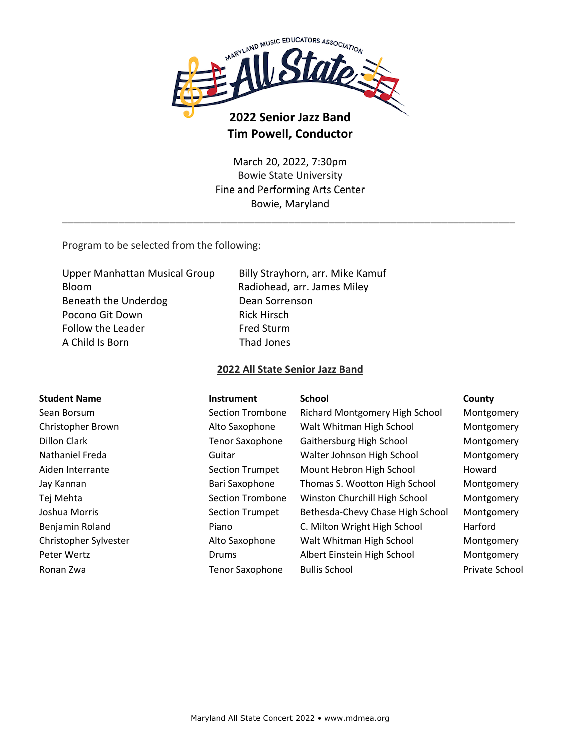Maryland Music Educators Association All State

# 2022 Senior Jazz Band
## Tim Powell, Conductor

March 20, 2022, 7:30pm
Bowie State University
Fine and Performing Arts Center
Bowie, Maryland

---

Program to be selected from the following:

| | |
|---|---|
| Upper Manhattan Musical Group | Billy Strayhorn, arr. Mike Kamuf |
| Bloom | Radiohead, arr. James Miley |
| Beneath the Underdog | Dean Sorrenson |
| Pocono Git Down | Rick Hirsch |
| Follow the Leader | Fred Sturm |
| A Child Is Born | Thad Jones |

## 2022 All State Senior Jazz Band

| Student Name | Instrument | School | County |
|---|---|---|---|
| Sean Borsum | Section Trombone | Richard Montgomery High School | Montgomery |
| Christopher Brown | Alto Saxophone | Walt Whitman High School | Montgomery |
| Dillon Clark | Tenor Saxophone | Gaithersburg High School | Montgomery |
| Nathaniel Freda | Guitar | Walter Johnson High School | Montgomery |
| Aiden Interrante | Section Trumpet | Mount Hebron High School | Howard |
| Jay Kannan | Bari Saxophone | Thomas S. Wootton High School | Montgomery |
| Tej Mehta | Section Trombone | Winston Churchill High School | Montgomery |
| Joshua Morris | Section Trumpet | Bethesda-Chevy Chase High School | Montgomery |
| Benjamin Roland | Piano | C. Milton Wright High School | Harford |
| Christopher Sylvester | Alto Saxophone | Walt Whitman High School | Montgomery |
| Peter Wertz | Drums | Albert Einstein High School | Montgomery |
| Ronan Zwa | Tenor Saxophone | Bullis School | Private School |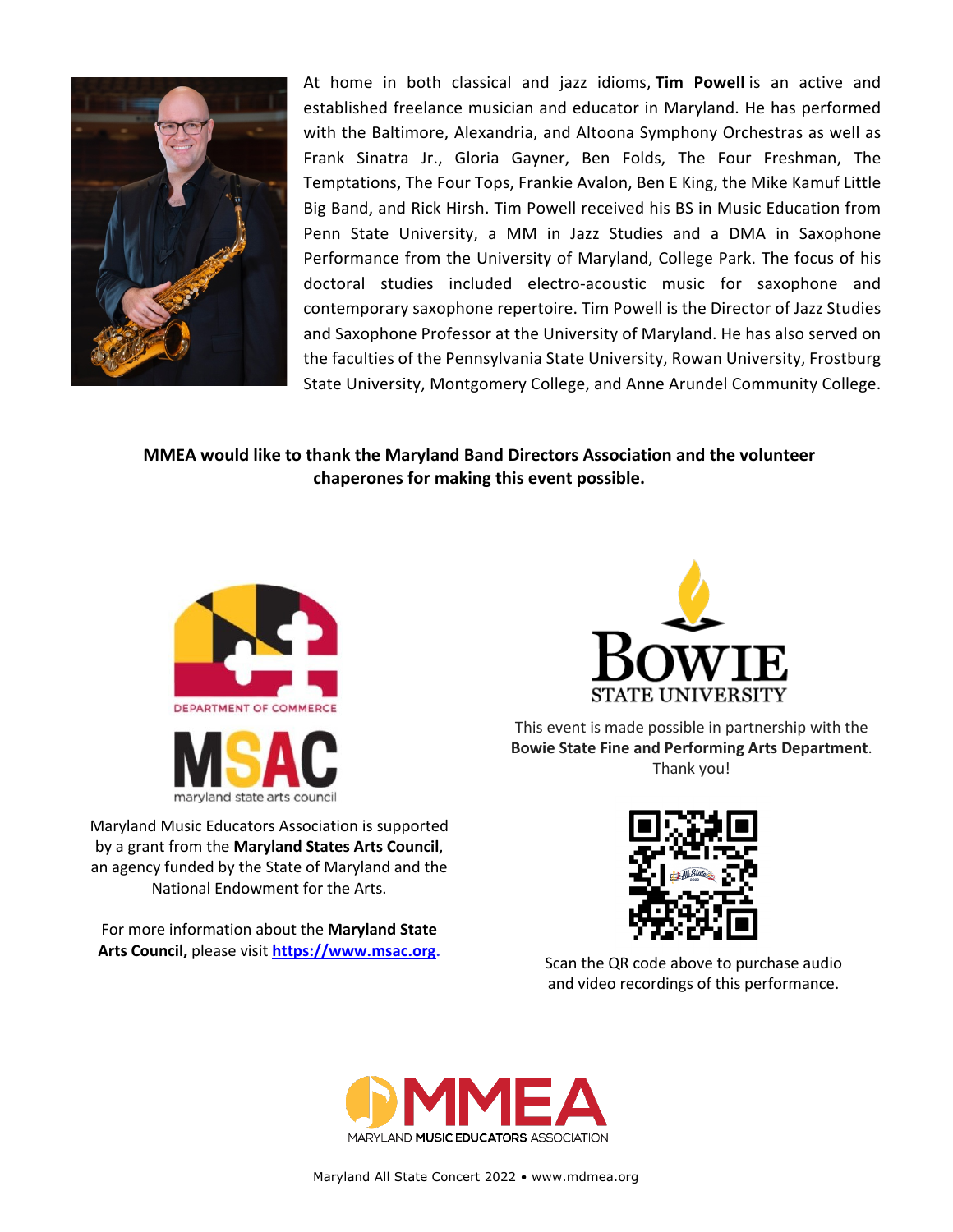At home in both classical and jazz idioms, **Tim Powell** is an active and established freelance musician and educator in Maryland. He has performed with the Baltimore, Alexandria, and Altoona Symphony Orchestras as well as Frank Sinatra Jr., Gloria Gayner, Ben Folds, The Four Freshman, The Temptations, The Four Tops, Frankie Avalon, Ben E King, the Mike Kamuf Little Big Band, and Rick Hirsh. Tim Powell received his BS in Music Education from Penn State University, a MM in Jazz Studies and a DMA in Saxophone Performance from the University of Maryland, College Park. The focus of his doctoral studies included electro-acoustic music for saxophone and contemporary saxophone repertoire. Tim Powell is the Director of Jazz Studies and Saxophone Professor at the University of Maryland. He has also served on the faculties of the Pennsylvania State University, Rowan University, Frostburg State University, Montgomery College, and Anne Arundel Community College.

**MMEA would like to thank the Maryland Band Directors Association and the volunteer chaperones for making this event possible.**

DEPARTMENT OF COMMERCE

MSAC

maryland state arts council

Maryland Music Educators Association is supported by a grant from the **Maryland States Arts Council**, an agency funded by the State of Maryland and the National Endowment for the Arts.

For more information about the **Maryland State Arts Council,** please visit **https://www.msac.org.**

BOWIE STATE UNIVERSITY

This event is made possible in partnership with the **Bowie State Fine and Performing Arts Department**. Thank you!

Scan the QR code above to purchase audio and video recordings of this performance.

MMEA

MARYLAND **MUSIC EDUCATORS** ASSOCIATION

Maryland All State Concert 2022 • www.mdmea.org